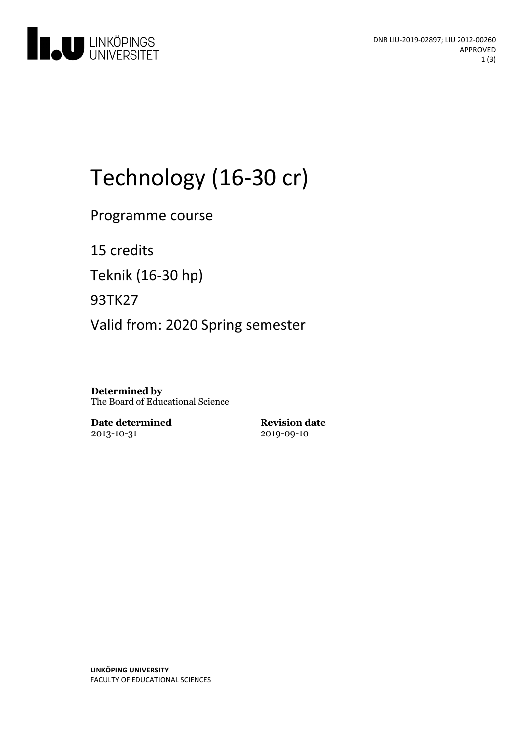DNR LIU-2019-02897; LIU 2012-00260
APPROVED

# Technology (16-30 cr)

Programme course

15 credits

Teknik (16-30 hp)

93TK27

Valid from: 2020 Spring semester

**Determined by**
The Board of Educational Science

**Date determined**
2013-10-31

**Revision date**
2019-09-10

**LINKÖPING UNIVERSITY**
FACULTY OF EDUCATIONAL SCIENCES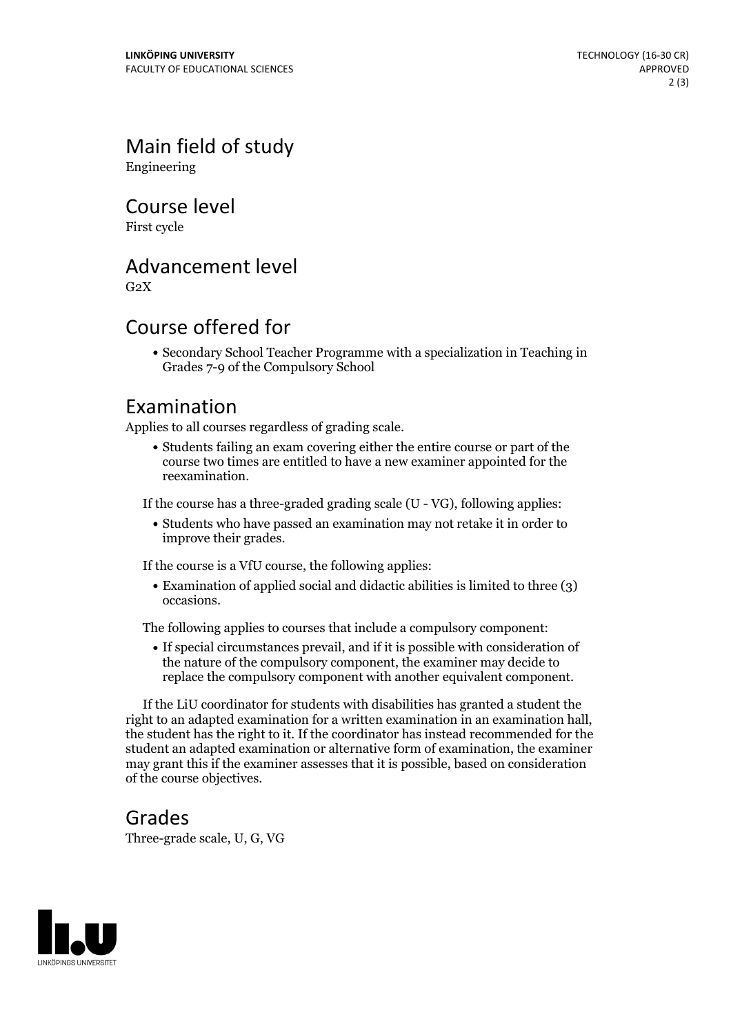## Main field of study

Engineering

## Course level

First cycle

## Advancement level

G2X

## Course offered for

- Secondary School Teacher Programme with a specialization in Teaching in Grades 7-9 of the Compulsory School

## Examination

Applies to all courses regardless of grading scale.

- Students failing an exam covering either the entire course or part of the course two times are entitled to have a new examiner appointed for the reexamination.

If the course has a three-graded grading scale (U - VG), following applies:

- Students who have passed an examination may not retake it in order to improve their grades.

If the course is a VfU course, the following applies:

- Examination of applied social and didactic abilities is limited to three (3) occasions.

The following applies to courses that include a compulsory component:

- If special circumstances prevail, and if it is possible with consideration of the nature of the compulsory component, the examiner may decide to replace the compulsory component with another equivalent component.

If the LiU coordinator for students with disabilities has granted a student the right to an adapted examination for a written examination in an examination hall, the student has the right to it. If the coordinator has instead recommended for the student an adapted examination or alternative form of examination, the examiner may grant this if the examiner assesses that it is possible, based on consideration of the course objectives.

## Grades

Three-grade scale, U, G, VG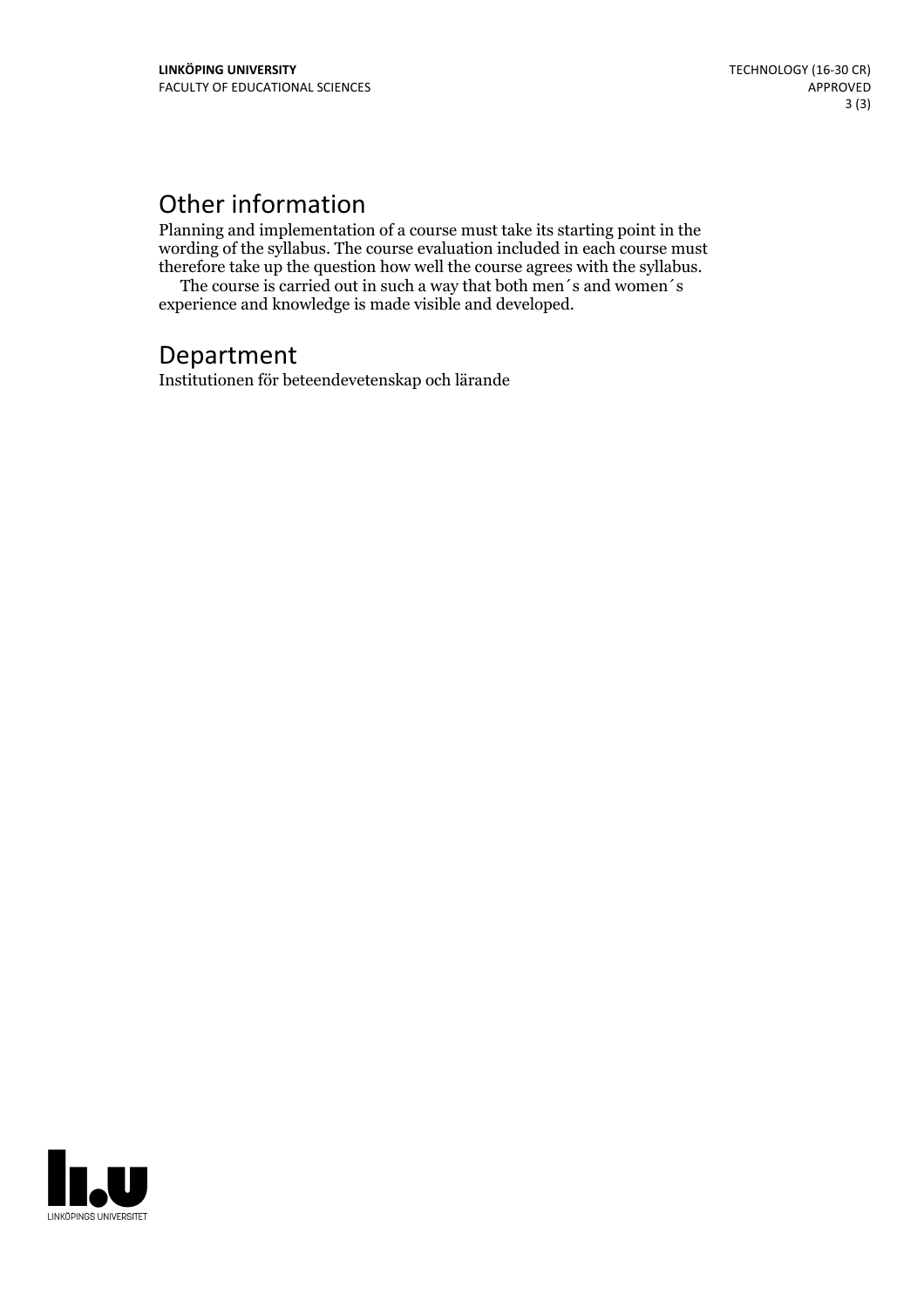## Other information

Planning and implementation of a course must take its starting point in the wording of the syllabus. The course evaluation included in each course must therefore take up the question how well the course agrees with the syllabus.

The course is carried out in such a way that both men´s and women´s experience and knowledge is made visible and developed.

## Department

Institutionen för beteendevetenskap och lärande